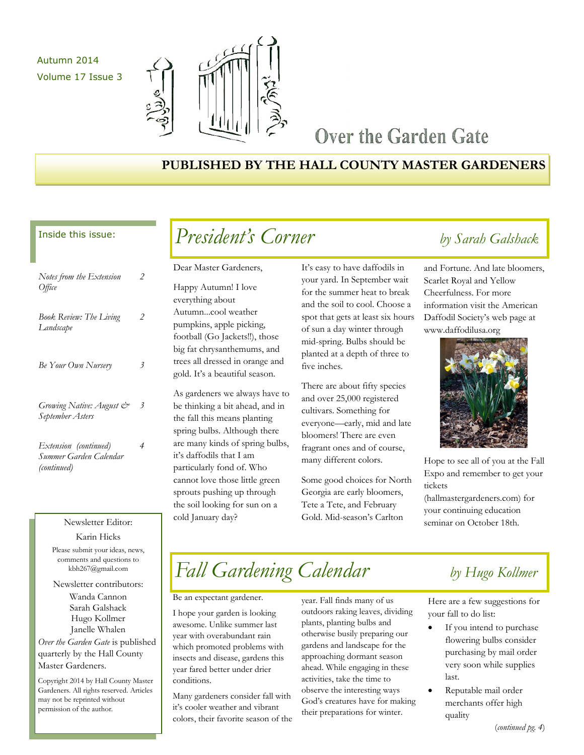Autumn 2014
Volume 17 Issue 3

# Over the Garden Gate

**PUBLISHED BY THE HALL COUNTY MASTER GARDENERS**

Inside this issue:

| | |
|---|---|
| *Notes from the Extension Office* | 2 |
| *Book Review: The Living Landscape* | 2 |
| *Be Your Own Nursery* | 3 |
| *Growing Native: August & September Asters* | 3 |
| *Extension (continued) Summer Garden Calendar (continued)* | 4 |

Newsletter Editor:
Karin Hicks

Please submit your ideas, news, comments and questions to kbh267@gmail.com

Newsletter contributors:
Wanda Cannon
Sarah Galshack
Hugo Kollmer
Janelle Whalen

*Over the Garden Gate* is published quarterly by the Hall County Master Gardeners.

Copyright 2014 by Hall County Master Gardeners. All rights reserved. Articles may not be reprinted without permission of the author.

## *President's Corner* — *by Sarah Galshack*

Dear Master Gardeners,

Happy Autumn! I love everything about Autumn...cool weather pumpkins, apple picking, football (Go Jackets!!), those big fat chrysanthemums, and trees all dressed in orange and gold. It's a beautiful season.

As gardeners we always have to be thinking a bit ahead, and in the fall this means planting spring bulbs. Although there are many kinds of spring bulbs, it's daffodils that I am particularly fond of. Who cannot love those little green sprouts pushing up through the soil looking for sun on a cold January day?

It's easy to have daffodils in your yard. In September wait for the summer heat to break and the soil to cool. Choose a spot that gets at least six hours of sun a day winter through mid-spring. Bulbs should be planted at a depth of three to five inches.

There are about fifty species and over 25,000 registered cultivars. Something for everyone—early, mid and late bloomers! There are even fragrant ones and of course, many different colors.

Some good choices for North Georgia are early bloomers, Tete a Tete, and February Gold. Mid-season's Carlton and Fortune. And late bloomers, Scarlet Royal and Yellow Cheerfulness. For more information visit the American Daffodil Society's web page at www.daffodilusa.org

Hope to see all of you at the Fall Expo and remember to get your tickets (hallmastergardeners.com) for your continuing education seminar on October 18th.

## *Fall Gardening Calendar* — *by Hugo Kollmer*

Be an expectant gardener.

I hope your garden is looking awesome. Unlike summer last year with overabundant rain which promoted problems with insects and disease, gardens this year fared better under drier conditions.

Many gardeners consider fall with it's cooler weather and vibrant colors, their favorite season of the year. Fall finds many of us outdoors raking leaves, dividing plants, planting bulbs and otherwise busily preparing our gardens and landscape for the approaching dormant season ahead. While engaging in these activities, take the time to observe the interesting ways God's creatures have for making their preparations for winter.

Here are a few suggestions for your fall to do list:

- If you intend to purchase flowering bulbs consider purchasing by mail order very soon while supplies last.
- Reputable mail order merchants offer high quality

(*continued pg. 4*)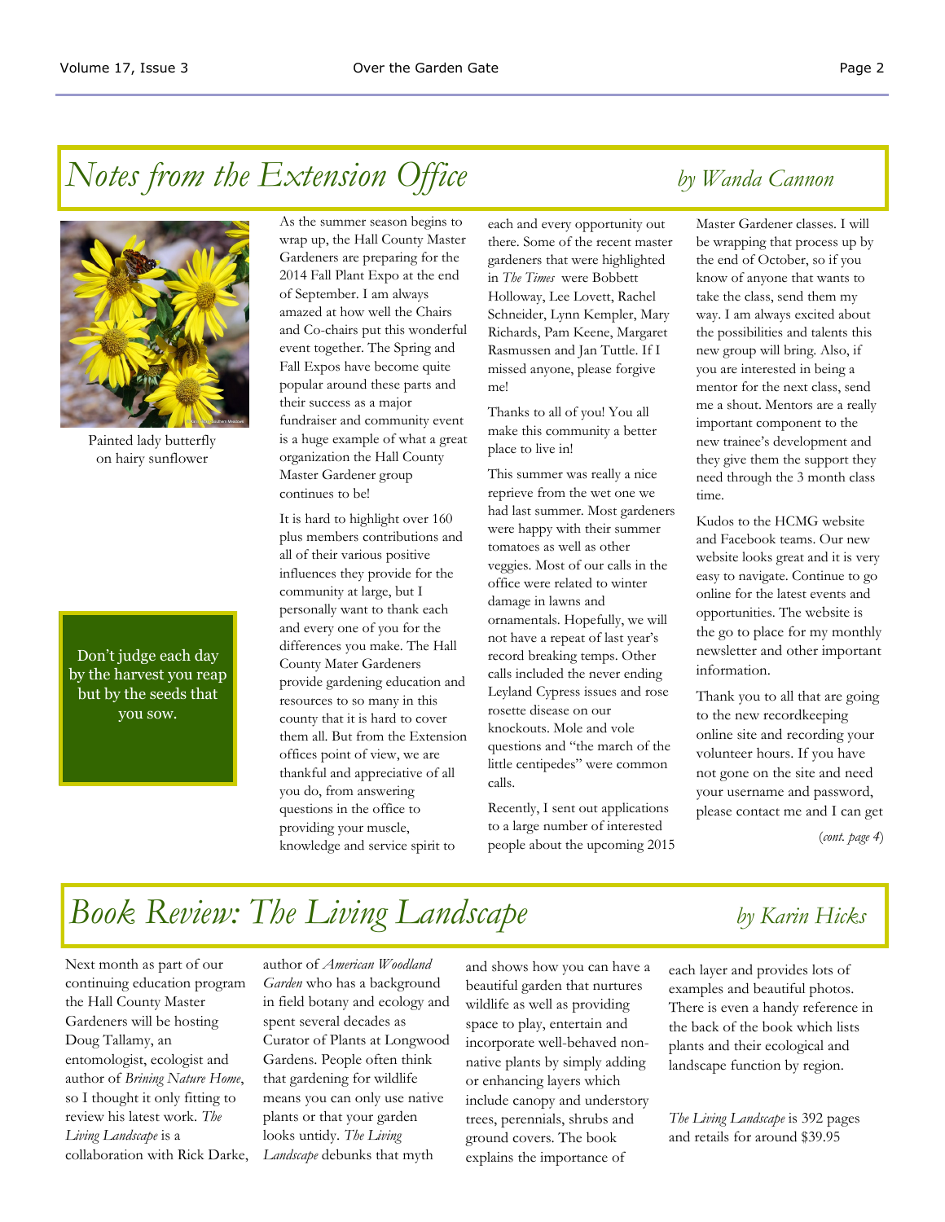# Notes from the Extension Office

*by Wanda Cannon*

Painted lady butterfly on hairy sunflower

Don't judge each day by the harvest you reap but by the seeds that you sow.

As the summer season begins to wrap up, the Hall County Master Gardeners are preparing for the 2014 Fall Plant Expo at the end of September. I am always amazed at how well the Chairs and Co-chairs put this wonderful event together. The Spring and Fall Expos have become quite popular around these parts and their success as a major fundraiser and community event is a huge example of what a great organization the Hall County Master Gardener group continues to be!

It is hard to highlight over 160 plus members contributions and all of their various positive influences they provide for the community at large, but I personally want to thank each and every one of you for the differences you make. The Hall County Mater Gardeners provide gardening education and resources to so many in this county that it is hard to cover them all. But from the Extension offices point of view, we are thankful and appreciative of all you do, from answering questions in the office to providing your muscle, knowledge and service spirit to each and every opportunity out there. Some of the recent master gardeners that were highlighted in *The Times* were Bobbett Holloway, Lee Lovett, Rachel Schneider, Lynn Kempler, Mary Richards, Pam Keene, Margaret Rasmussen and Jan Tuttle. If I missed anyone, please forgive me!

Thanks to all of you! You all make this community a better place to live in!

This summer was really a nice reprieve from the wet one we had last summer. Most gardeners were happy with their summer tomatoes as well as other veggies. Most of our calls in the office were related to winter damage in lawns and ornamentals. Hopefully, we will not have a repeat of last year's record breaking temps. Other calls included the never ending Leyland Cypress issues and rose rosette disease on our knockouts. Mole and vole questions and "the march of the little centipedes" were common calls.

Recently, I sent out applications to a large number of interested people about the upcoming 2015 Master Gardener classes. I will be wrapping that process up by the end of October, so if you know of anyone that wants to take the class, send them my way. I am always excited about the possibilities and talents this new group will bring. Also, if you are interested in being a mentor for the next class, send me a shout. Mentors are a really important component to the new trainee's development and they give them the support they need through the 3 month class time.

Kudos to the HCMG website and Facebook teams. Our new website looks great and it is very easy to navigate. Continue to go online for the latest events and opportunities. The website is the go to place for my monthly newsletter and other important information.

Thank you to all that are going to the new recordkeeping online site and recording your volunteer hours. If you have not gone on the site and need your username and password, please contact me and I can get

(*cont. page 4*)

# Book Review: The Living Landscape

*by Karin Hicks*

Next month as part of our continuing education program the Hall County Master Gardeners will be hosting Doug Tallamy, an entomologist, ecologist and author of *Brining Nature Home*, so I thought it only fitting to review his latest work. *The Living Landscape* is a collaboration with Rick Darke, author of *American Woodland Garden* who has a background in field botany and ecology and spent several decades as Curator of Plants at Longwood Gardens. People often think that gardening for wildlife means you can only use native plants or that your garden looks untidy. *The Living Landscape* debunks that myth and shows how you can have a beautiful garden that nurtures wildlife as well as providing space to play, entertain and incorporate well-behaved non-native plants by simply adding or enhancing layers which include canopy and understory trees, perennials, shrubs and ground covers. The book explains the importance of each layer and provides lots of examples and beautiful photos. There is even a handy reference in the back of the book which lists plants and their ecological and landscape function by region.

*The Living Landscape* is 392 pages and retails for around $39.95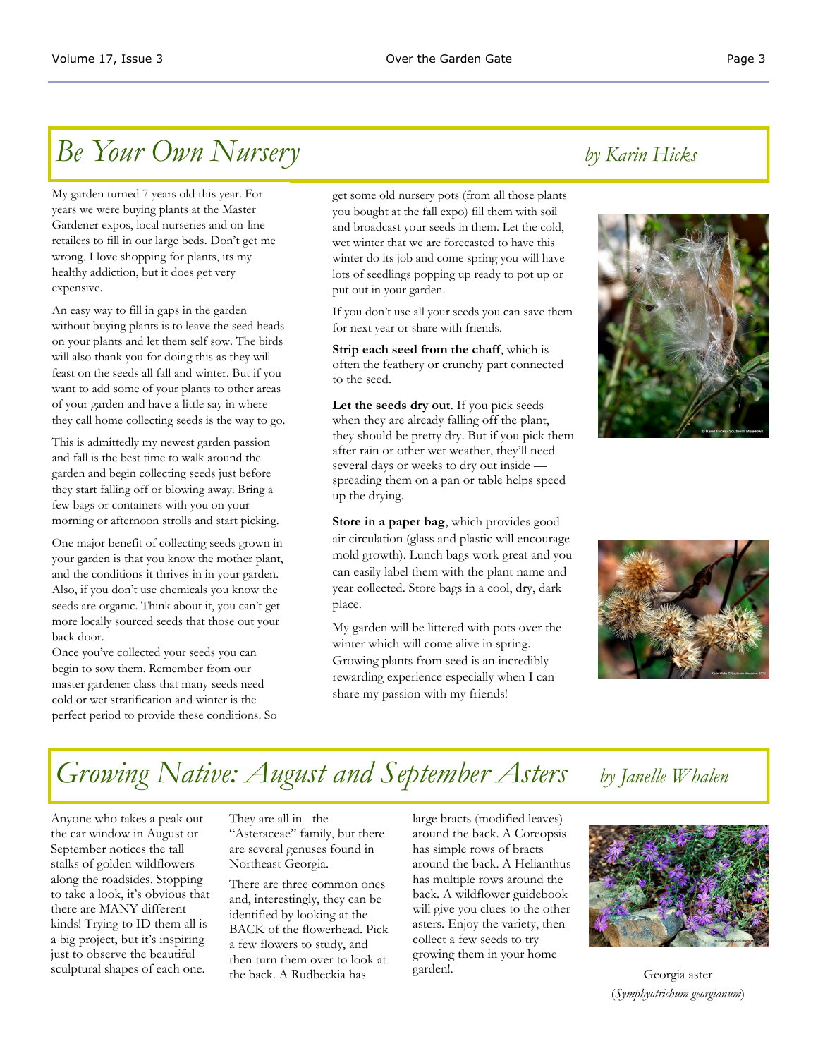# *Be Your Own Nursery*

*by Karin Hicks*

My garden turned 7 years old this year. For years we were buying plants at the Master Gardener expos, local nurseries and on-line retailers to fill in our large beds. Don't get me wrong, I love shopping for plants, its my healthy addiction, but it does get very expensive.

An easy way to fill in gaps in the garden without buying plants is to leave the seed heads on your plants and let them self sow. The birds will also thank you for doing this as they will feast on the seeds all fall and winter. But if you want to add some of your plants to other areas of your garden and have a little say in where they call home collecting seeds is the way to go.

This is admittedly my newest garden passion and fall is the best time to walk around the garden and begin collecting seeds just before they start falling off or blowing away. Bring a few bags or containers with you on your morning or afternoon strolls and start picking.

One major benefit of collecting seeds grown in your garden is that you know the mother plant, and the conditions it thrives in in your garden. Also, if you don't use chemicals you know the seeds are organic. Think about it, you can't get more locally sourced seeds that those out your back door.

Once you've collected your seeds you can begin to sow them. Remember from our master gardener class that many seeds need cold or wet stratification and winter is the perfect period to provide these conditions. So get some old nursery pots (from all those plants you bought at the fall expo) fill them with soil and broadcast your seeds in them. Let the cold, wet winter that we are forecasted to have this winter do its job and come spring you will have lots of seedlings popping up ready to pot up or put out in your garden.

If you don't use all your seeds you can save them for next year or share with friends.

**Strip each seed from the chaff**, which is often the feathery or crunchy part connected to the seed.

**Let the seeds dry out**. If you pick seeds when they are already falling off the plant, they should be pretty dry. But if you pick them after rain or other wet weather, they'll need several days or weeks to dry out inside — spreading them on a pan or table helps speed up the drying.

**Store in a paper bag**, which provides good air circulation (glass and plastic will encourage mold growth). Lunch bags work great and you can easily label them with the plant name and year collected. Store bags in a cool, dry, dark place.

My garden will be littered with pots over the winter which will come alive in spring. Growing plants from seed is an incredibly rewarding experience especially when I can share my passion with my friends!

# *Growing Native: August and September Asters*

*by Janelle Whalen*

Anyone who takes a peak out the car window in August or September notices the tall stalks of golden wildflowers along the roadsides. Stopping to take a look, it's obvious that there are MANY different kinds! Trying to ID them all is a big project, but it's inspiring just to observe the beautiful sculptural shapes of each one.

They are all in the "Asteraceae" family, but there are several genuses found in Northeast Georgia.

There are three common ones and, interestingly, they can be identified by looking at the BACK of the flowerhead. Pick a few flowers to study, and then turn them over to look at the back. A Rudbeckia has large bracts (modified leaves) around the back. A Coreopsis has simple rows of bracts around the back. A Helianthus has multiple rows around the back. A wildflower guidebook will give you clues to the other asters. Enjoy the variety, then collect a few seeds to try growing them in your home garden!.

Georgia aster (*Symphyotrichum georgianum*)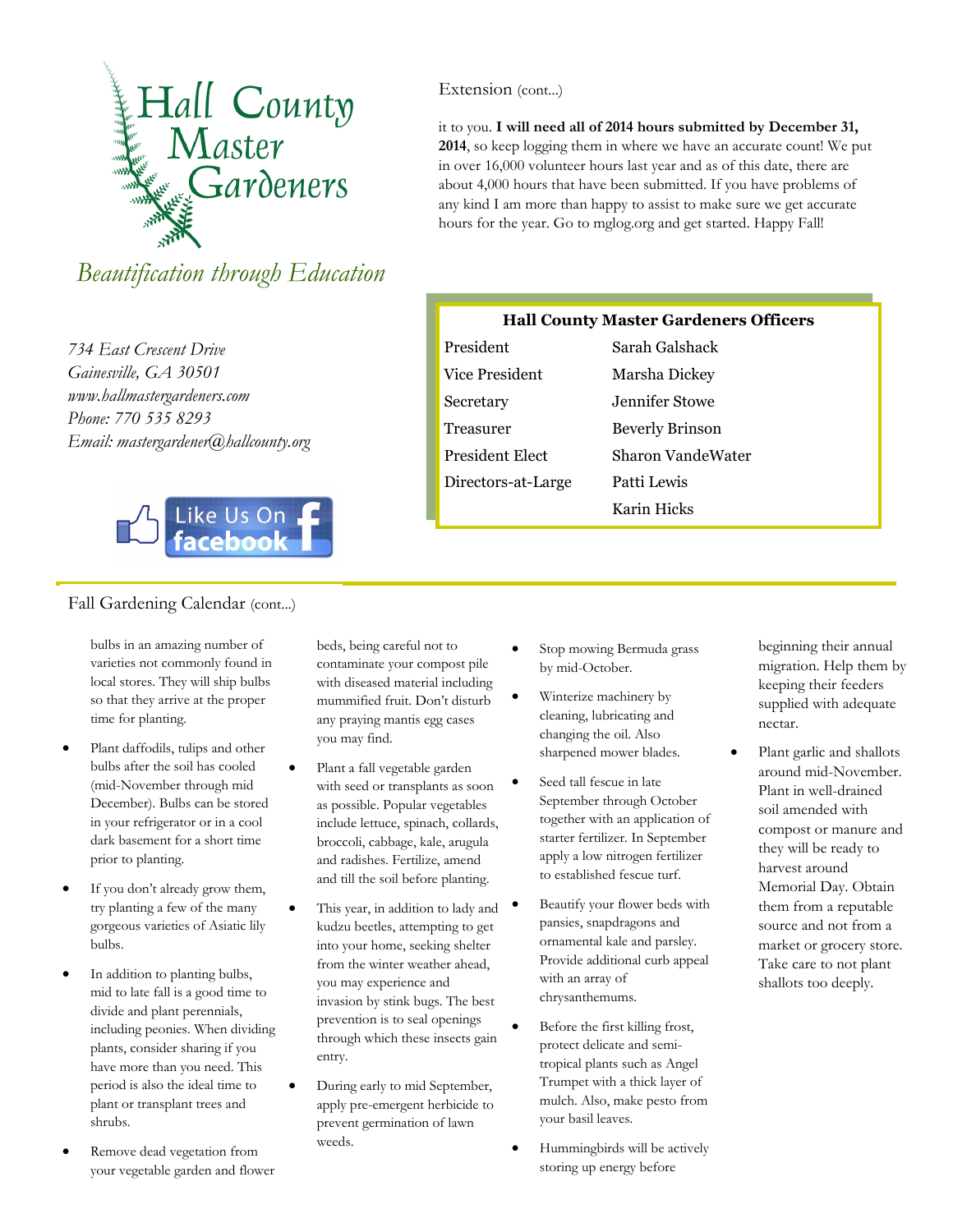# Hall County Master Gardeners

*Beautification through Education*

*734 East Crescent Drive*
*Gainesville, GA 30501*
*www.hallmastergardeners.com*
*Phone: 770 535 8293*
*Email: mastergardener@hallcounty.org*

Like Us On facebook

## Extension (cont...)

it to you. **I will need all of 2014 hours submitted by December 31, 2014**, so keep logging them in where we have an accurate count! We put in over 16,000 volunteer hours last year and as of this date, there are about 4,000 hours that have been submitted. If you have problems of any kind I am more than happy to assist to make sure we get accurate hours for the year. Go to mglog.org and get started. Happy Fall!

### Hall County Master Gardeners Officers

| | |
|---|---|
| President | Sarah Galshack |
| Vice President | Marsha Dickey |
| Secretary | Jennifer Stowe |
| Treasurer | Beverly Brinson |
| President Elect | Sharon VandeWater |
| Directors-at-Large | Patti Lewis |
| | Karin Hicks |

## Fall Gardening Calendar (cont...)

bulbs in an amazing number of varieties not commonly found in local stores. They will ship bulbs so that they arrive at the proper time for planting.

- Plant daffodils, tulips and other bulbs after the soil has cooled (mid-November through mid December). Bulbs can be stored in your refrigerator or in a cool dark basement for a short time prior to planting.
- If you don't already grow them, try planting a few of the many gorgeous varieties of Asiatic lily bulbs.
- In addition to planting bulbs, mid to late fall is a good time to divide and plant perennials, including peonies. When dividing plants, consider sharing if you have more than you need. This period is also the ideal time to plant or transplant trees and shrubs.
- Remove dead vegetation from your vegetable garden and flower beds, being careful not to contaminate your compost pile with diseased material including mummified fruit. Don't disturb any praying mantis egg cases you may find.
- Plant a fall vegetable garden with seed or transplants as soon as possible. Popular vegetables include lettuce, spinach, collards, broccoli, cabbage, kale, arugula and radishes. Fertilize, amend and till the soil before planting.
- This year, in addition to lady and kudzu beetles, attempting to get into your home, seeking shelter from the winter weather ahead, you may experience and invasion by stink bugs. The best prevention is to seal openings through which these insects gain entry.
- During early to mid September, apply pre-emergent herbicide to prevent germination of lawn weeds.
- Stop mowing Bermuda grass by mid-October.
- Winterize machinery by cleaning, lubricating and changing the oil. Also sharpened mower blades.
- Seed tall fescue in late September through October together with an application of starter fertilizer. In September apply a low nitrogen fertilizer to established fescue turf.
- Beautify your flower beds with pansies, snapdragons and ornamental kale and parsley. Provide additional curb appeal with an array of chrysanthemums.
- Before the first killing frost, protect delicate and semi-tropical plants such as Angel Trumpet with a thick layer of mulch. Also, make pesto from your basil leaves.
- Hummingbirds will be actively storing up energy before beginning their annual migration. Help them by keeping their feeders supplied with adequate nectar.
- Plant garlic and shallots around mid-November. Plant in well-drained soil amended with compost or manure and they will be ready to harvest around Memorial Day. Obtain them from a reputable source and not from a market or grocery store. Take care to not plant shallots too deeply.